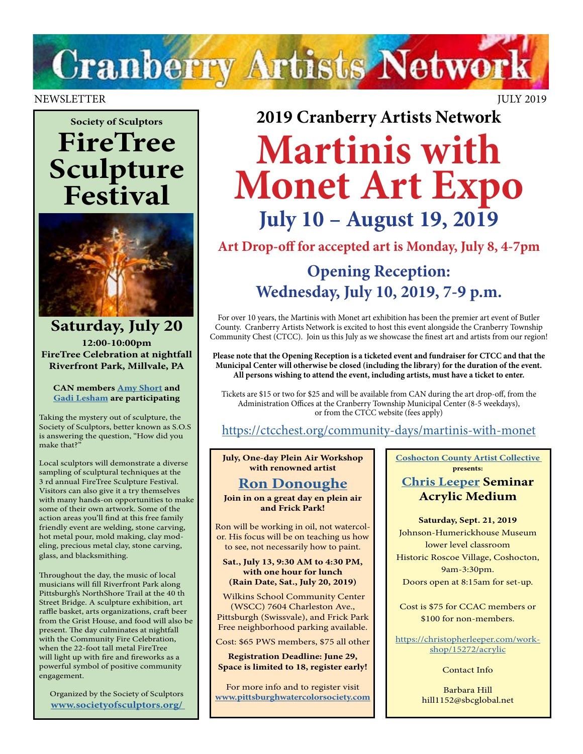# Cranberry Artists Network

NEWSLETTER

JULY 2019

## 2019 Cranberry Artists Network

# Martinis with Monet Art Expo

## July 10 – August 19, 2019

**Art Drop-off for accepted art is Monday, July 8, 4-7pm**

## Opening Reception: Wednesday, July 10, 2019, 7-9 p.m.

For over 10 years, the Martinis with Monet art exhibition has been the premier art event of Butler County. Cranberry Artists Network is excited to host this event alongside the Cranberry Township Community Chest (CTCC). Join us this July as we showcase the finest art and artists from our region!

**Please note that the Opening Reception is a ticketed event and fundraiser for CTCC and that the Municipal Center will otherwise be closed (including the library) for the duration of the event. All persons wishing to attend the event, including artists, must have a ticket to enter.**

Tickets are $15 or two for $25 and will be available from CAN during the art drop-off, from the Administration Offices at the Cranberry Township Municipal Center (8-5 weekdays), or from the CTCC website (fees apply)

https://ctcchest.org/community-days/martinis-with-monet

---

Society of Sculptors

## FireTree Sculpture Festival

### Saturday, July 20

**12:00-10:00pm**
**FireTree Celebration at nightfall**
**Riverfront Park, Millvale, PA**

**CAN members Amy Short and Gadi Lesham are participating**

Taking the mystery out of sculpture, the Society of Sculptors, better known as S.O.S is answering the question, "How did you make that?"

Local sculptors will demonstrate a diverse sampling of sculptural techniques at the 3 rd annual FireTree Sculpture Festival. Visitors can also give it a try themselves with many hands-on opportunities to make some of their own artwork. Some of the action areas you'll find at this free family friendly event are welding, stone carving, hot metal pour, mold making, clay modeling, precious metal clay, stone carving, glass, and blacksmithing.

Throughout the day, the music of local musicians will fill Riverfront Park along Pittsburgh's NorthShore Trail at the 40 th Street Bridge. A sculpture exhibition, art raffle basket, arts organizations, craft beer from the Grist House, and food will also be present. The day culminates at nightfall with the Community Fire Celebration, when the 22-foot tall metal FireTree will light up with fire and fireworks as a powerful symbol of positive community engagement.

Organized by the Society of Sculptors
www.societyofsculptors.org/

---

**July, One-day Plein Air Workshop with renowned artist**

### Ron Donoughe

**Join in on a great day en plein air and Frick Park!**

Ron will be working in oil, not watercolor. His focus will be on teaching us how to see, not necessarily how to paint.

**Sat., July 13, 9:30 AM to 4:30 PM, with one hour for lunch (Rain Date, Sat., July 20, 2019)**

Wilkins School Community Center (WSCC) 7604 Charleston Ave., Pittsburgh (Swissvale), and Frick Park Free neighborhood parking available.

Cost: $65 PWS members, $75 all other

**Registration Deadline: June 29, Space is limited to 18, register early!**

For more info and to register visit **www.pittsburghwatercolorsociety.com**

---

Coshocton County Artist Collective **presents:**

### Chris Leeper Seminar Acrylic Medium

**Saturday, Sept. 21, 2019**
Johnson-Humerickhouse Museum lower level classroom
Historic Roscoe Village, Coshocton, 9am-3:30pm.
Doors open at 8:15am for set-up.

Cost is $75 for CCAC members or $100 for non-members.

https://christopherleeper.com/workshop/15272/acrylic

Contact Info

Barbara Hill
hill1152@sbcglobal.net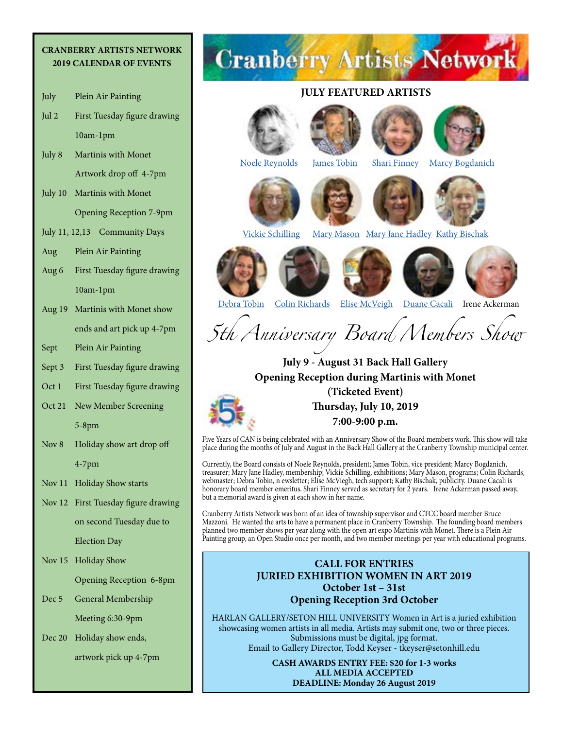## CRANBERRY ARTISTS NETWORK 2019 CALENDAR OF EVENTS

| | |
|---|---|
| July | Plein Air Painting |
| Jul 2 | First Tuesday figure drawing 10am-1pm |
| July 8 | Martinis with Monet Artwork drop off 4-7pm |
| July 10 | Martinis with Monet Opening Reception 7-9pm |
| July 11, 12,13 | Community Days |
| Aug | Plein Air Painting |
| Aug 6 | First Tuesday figure drawing 10am-1pm |
| Aug 19 | Martinis with Monet show ends and art pick up 4-7pm |
| Sept | Plein Air Painting |
| Sept 3 | First Tuesday figure drawing |
| Oct 1 | First Tuesday figure drawing |
| Oct 21 | New Member Screening 5-8pm |
| Nov 8 | Holiday show art drop off 4-7pm |
| Nov 11 | Holiday Show starts |
| Nov 12 | First Tuesday figure drawing on second Tuesday due to Election Day |
| Nov 15 | Holiday Show Opening Reception 6-8pm |
| Dec 5 | General Membership Meeting 6:30-9pm |
| Dec 20 | Holiday show ends, artwork pick up 4-7pm |

# Cranberry Artists Network

## JULY FEATURED ARTISTS

Noele Reynolds, James Tobin, Shari Finney, Marcy Bogdanich

Vickie Schilling, Mary Mason, Mary Jane Hadley, Kathy Bischak

Debra Tobin, Colin Richards, Elise McVeigh, Duane Cacali, Irene Ackerman

## *5th Anniversary Board Members Show*

**July 9 - August 31 Back Hall Gallery**
**Opening Reception during Martinis with Monet**
**(Ticketed Event)**
**Thursday, July 10, 2019**
**7:00-9:00 p.m.**

Five Years of CAN is being celebrated with an Anniversary Show of the Board members work. This show will take place during the months of July and August in the Back Hall Gallery at the Cranberry Township municipal center.

Currently, the Board consists of Noele Reynolds, president; James Tobin, vice president; Marcy Bogdanich, treasurer; Mary Jane Hadley, membership; Vickie Schilling, exhibitions; Mary Mason, programs; Colin Richards, webmaster; Debra Tobin, n ewsletter; Elise McViegh, tech support; Kathy Bischak, publicity. Duane Cacali is honorary board member emeritus. Shari Finney served as secretary for 2 years. Irene Ackerman passed away, but a memorial award is given at each show in her name.

Cranberry Artists Network was born of an idea of township supervisor and CTCC board member Bruce Mazzoni. He wanted the arts to have a permanent place in Cranberry Township. The founding board members planned two member shows per year along with the open art expo Martinis with Monet. There is a Plein Air Painting group, an Open Studio once per month, and two member meetings per year with educational programs.

## CALL FOR ENTRIES
## JURIED EXHIBITION WOMEN IN ART 2019
## October 1st – 31st
## Opening Reception 3rd October

HARLAN GALLERY/SETON HILL UNIVERSITY Women in Art is a juried exhibition showcasing women artists in all media. Artists may submit one, two or three pieces. Submissions must be digital, jpg format.
Email to Gallery Director, Todd Keyser - tkeyser@setonhill.edu

**CASH AWARDS ENTRY FEE: $20 for 1-3 works**
**ALL MEDIA ACCEPTED**
**DEADLINE: Monday 26 August 2019**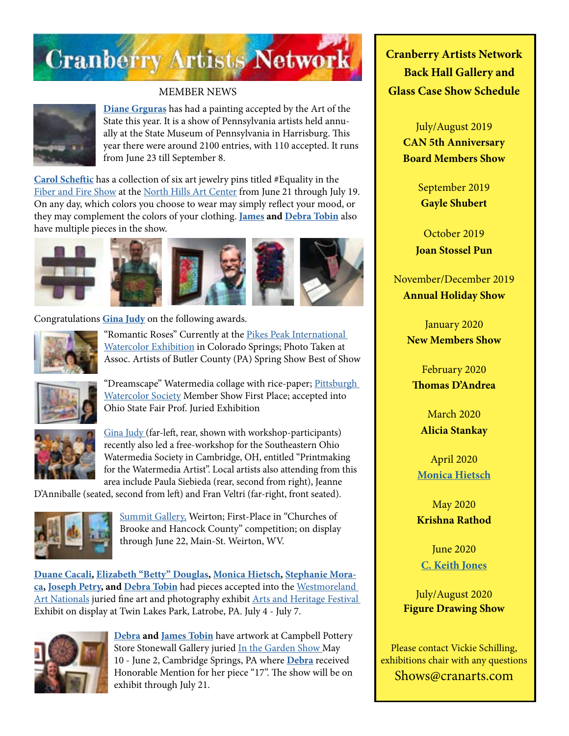# Cranberry Artists Network

## MEMBER NEWS

**Diane Grguras** has had a painting accepted by the Art of the State this year. It is a show of Pennsylvania artists held annually at the State Museum of Pennsylvania in Harrisburg. This year there were around 2100 entries, with 110 accepted. It runs from June 23 till September 8.

**Carol Scheftic** has a collection of six art jewelry pins titled #Equality in the Fiber and Fire Show at the North Hills Art Center from June 21 through July 19. On any day, which colors you choose to wear may simply reflect your mood, or they may complement the colors of your clothing. **James** and **Debra Tobin** also have multiple pieces in the show.

Congratulations **Gina Judy** on the following awards.

"Romantic Roses" Currently at the Pikes Peak International Watercolor Exhibition in Colorado Springs; Photo Taken at Assoc. Artists of Butler County (PA) Spring Show Best of Show

"Dreamscape" Watermedia collage with rice-paper; Pittsburgh Watercolor Society Member Show First Place; accepted into Ohio State Fair Prof. Juried Exhibition

Gina Judy (far-left, rear, shown with workshop-participants) recently also led a free-workshop for the Southeastern Ohio Watermedia Society in Cambridge, OH, entitled "Printmaking for the Watermedia Artist". Local artists also attending from this area include Paula Siebieda (rear, second from right), Jeanne D'Anniballe (seated, second from left) and Fran Veltri (far-right, front seated).

Summit Gallery, Weirton; First-Place in "Churches of Brooke and Hancock County" competition; on display through June 22, Main-St. Weirton, WV.

**Duane Cacali**, **Elizabeth "Betty" Douglas**, **Monica Hietsch**, **Stephanie Moraca**, **Joseph Petry**, **and Debra Tobin** had pieces accepted into the Westmoreland Art Nationals juried fine art and photography exhibit Arts and Heritage Festival Exhibit on display at Twin Lakes Park, Latrobe, PA. July 4 - July 7.

**Debra and James Tobin** have artwork at Campbell Pottery Store Stonewall Gallery juried In the Garden Show May 10 - June 2, Cambridge Springs, PA where **Debra** received Honorable Mention for her piece "17". The show will be on exhibit through July 21.

## Cranberry Artists Network Back Hall Gallery and Glass Case Show Schedule

July/August 2019
**CAN 5th Anniversary Board Members Show**

September 2019
**Gayle Shubert**

October 2019
**Joan Stossel Pun**

November/December 2019
**Annual Holiday Show**

January 2020
**New Members Show**

February 2020
**Thomas D'Andrea**

March 2020
**Alicia Stankay**

April 2020
**Monica Hietsch**

May 2020
**Krishna Rathod**

June 2020
**C. Keith Jones**

July/August 2020
**Figure Drawing Show**

Please contact Vickie Schilling, exhibitions chair with any questions
Shows@cranarts.com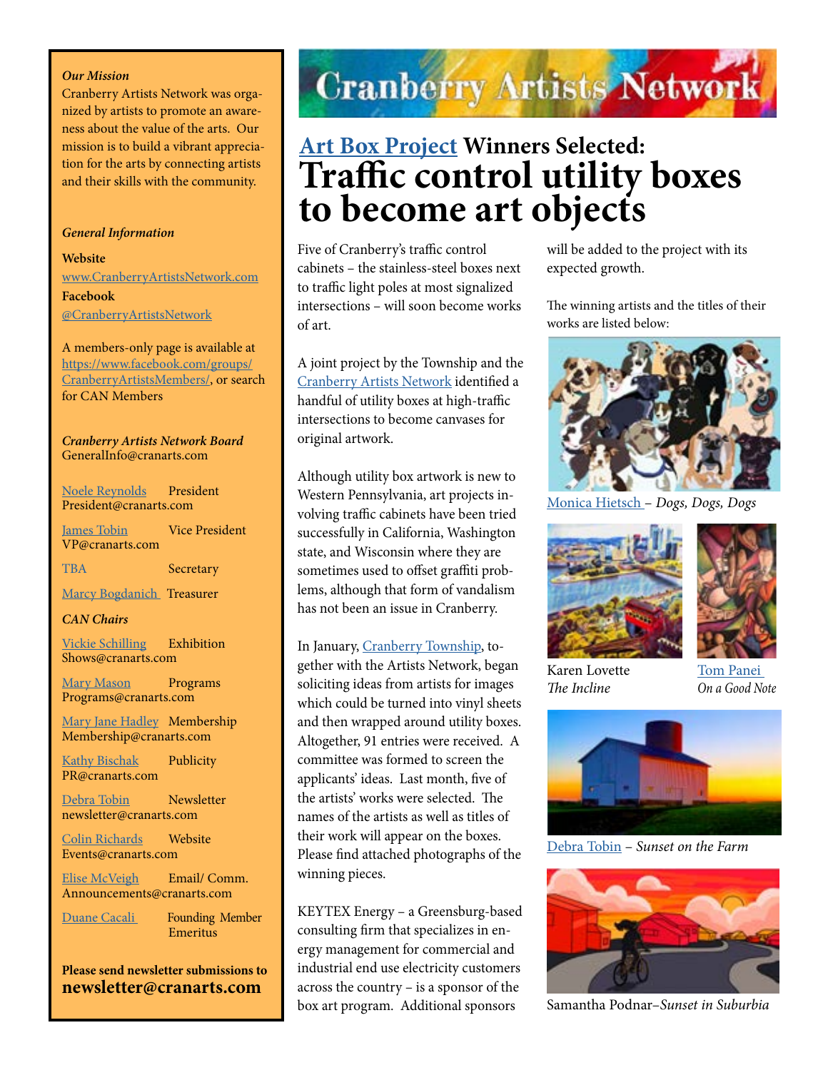# Cranberry Artists Network

## Art Box Project Winners Selected: Traffic control utility boxes to become art objects

Five of Cranberry's traffic control cabinets – the stainless-steel boxes next to traffic light poles at most signalized intersections – will soon become works of art.

A joint project by the Township and the Cranberry Artists Network identified a handful of utility boxes at high-traffic intersections to become canvases for original artwork.

Although utility box artwork is new to Western Pennsylvania, art projects involving traffic cabinets have been tried successfully in California, Washington state, and Wisconsin where they are sometimes used to offset graffiti problems, although that form of vandalism has not been an issue in Cranberry.

In January, Cranberry Township, together with the Artists Network, began soliciting ideas from artists for images which could be turned into vinyl sheets and then wrapped around utility boxes. Altogether, 91 entries were received. A committee was formed to screen the applicants' ideas. Last month, five of the artists' works were selected. The names of the artists as well as titles of their work will appear on the boxes. Please find attached photographs of the winning pieces.

KEYTEX Energy – a Greensburg-based consulting firm that specializes in energy management for commercial and industrial end use electricity customers across the country – is a sponsor of the box art program. Additional sponsors will be added to the project with its expected growth.

The winning artists and the titles of their works are listed below:

Monica Hietsch – *Dogs, Dogs, Dogs*

Karen Lovette *The Incline*

Tom Panei *On a Good Note*

Debra Tobin – *Sunset on the Farm*

Samantha Podnar–*Sunset in Suburbia*

---

***Our Mission***

Cranberry Artists Network was organized by artists to promote an awareness about the value of the arts. Our mission is to build a vibrant appreciation for the arts by connecting artists and their skills with the community.

***General Information***

**Website**
www.CranberryArtistsNetwork.com

**Facebook**
@CranberryArtistsNetwork

A members-only page is available at https://www.facebook.com/groups/CranberryArtistsMembers/, or search for CAN Members

***Cranberry Artists Network Board***
GeneralInfo@cranarts.com

Noele Reynolds President
President@cranarts.com

James Tobin Vice President
VP@cranarts.com

TBA Secretary

Marcy Bogdanich Treasurer

***CAN Chairs***

Vickie Schilling Exhibition
Shows@cranarts.com

Mary Mason Programs
Programs@cranarts.com

Mary Jane Hadley Membership
Membership@cranarts.com

Kathy Bischak Publicity
PR@cranarts.com

Debra Tobin Newsletter
newsletter@cranarts.com

Colin Richards Website
Events@cranarts.com

Elise McVeigh Email/ Comm.
Announcements@cranarts.com

Duane Cacali Founding Member Emeritus

**Please send newsletter submissions to newsletter@cranarts.com**